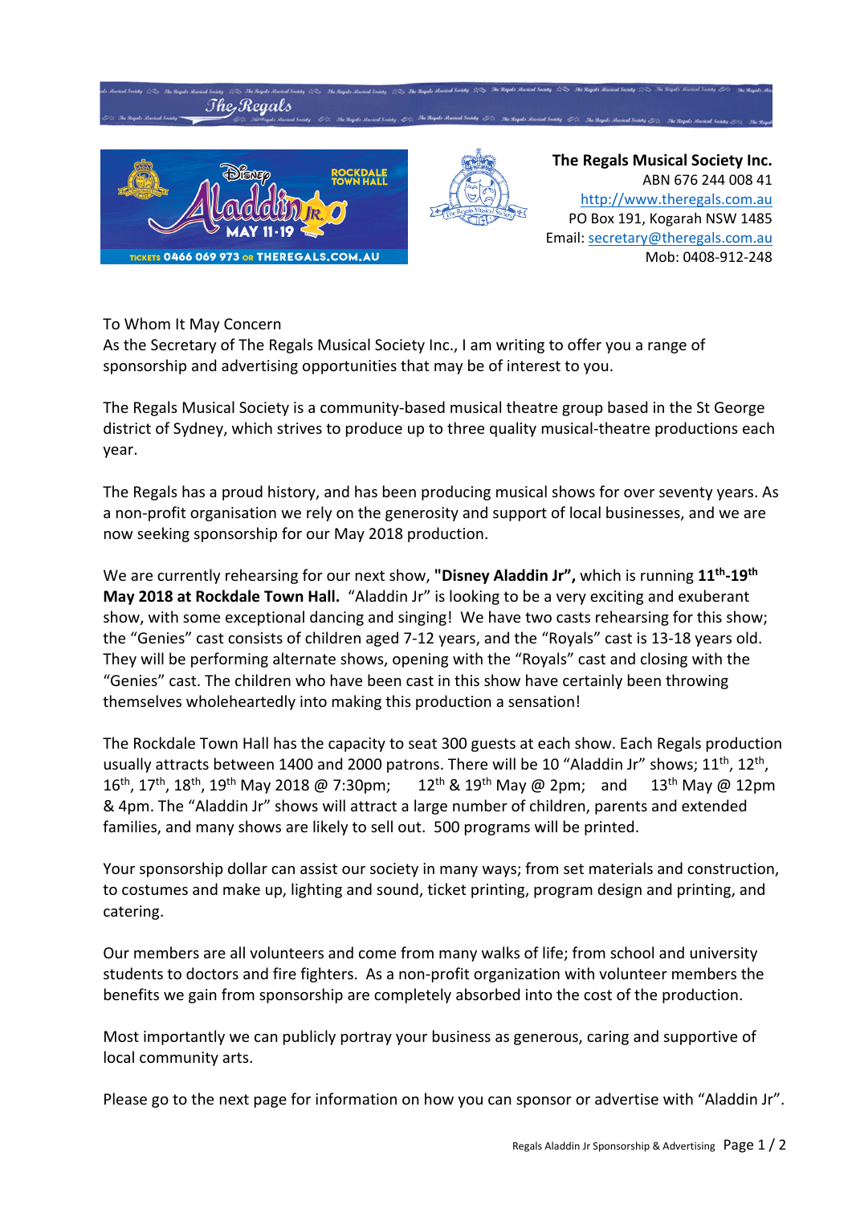**The Regals Musical Society Inc.**
ABN 676 244 008 41
http://www.theregals.com.au
PO Box 191, Kogarah NSW 1485
Email: secretary@theregals.com.au
Mob: 0408-912-248

To Whom It May Concern
As the Secretary of The Regals Musical Society Inc., I am writing to offer you a range of sponsorship and advertising opportunities that may be of interest to you.

The Regals Musical Society is a community-based musical theatre group based in the St George district of Sydney, which strives to produce up to three quality musical-theatre productions each year.

The Regals has a proud history, and has been producing musical shows for over seventy years. As a non-profit organisation we rely on the generosity and support of local businesses, and we are now seeking sponsorship for our May 2018 production.

We are currently rehearsing for our next show, **"Disney Aladdin Jr",** which is running **11th-19th May 2018 at Rockdale Town Hall.** "Aladdin Jr" is looking to be a very exciting and exuberant show, with some exceptional dancing and singing! We have two casts rehearsing for this show; the "Genies" cast consists of children aged 7-12 years, and the "Royals" cast is 13-18 years old. They will be performing alternate shows, opening with the "Royals" cast and closing with the "Genies" cast. The children who have been cast in this show have certainly been throwing themselves wholeheartedly into making this production a sensation!

The Rockdale Town Hall has the capacity to seat 300 guests at each show. Each Regals production usually attracts between 1400 and 2000 patrons. There will be 10 "Aladdin Jr" shows; 11th, 12th, 16th, 17th, 18th, 19th May 2018 @ 7:30pm; 12th & 19th May @ 2pm; and 13th May @ 12pm & 4pm. The "Aladdin Jr" shows will attract a large number of children, parents and extended families, and many shows are likely to sell out. 500 programs will be printed.

Your sponsorship dollar can assist our society in many ways; from set materials and construction, to costumes and make up, lighting and sound, ticket printing, program design and printing, and catering.

Our members are all volunteers and come from many walks of life; from school and university students to doctors and fire fighters. As a non-profit organization with volunteer members the benefits we gain from sponsorship are completely absorbed into the cost of the production.

Most importantly we can publicly portray your business as generous, caring and supportive of local community arts.

Please go to the next page for information on how you can sponsor or advertise with "Aladdin Jr".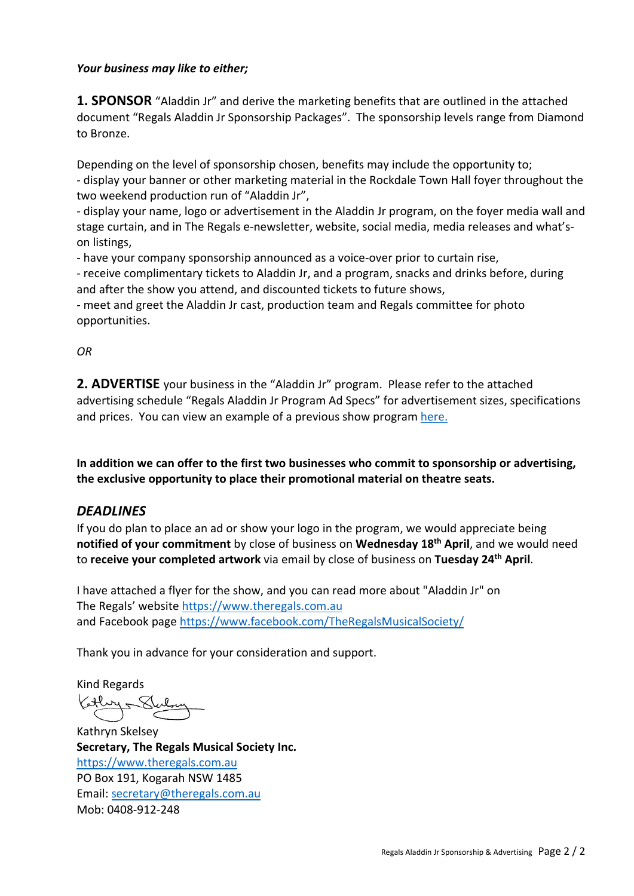***Your business may like to either;***

**1. SPONSOR** "Aladdin Jr" and derive the marketing benefits that are outlined in the attached document "Regals Aladdin Jr Sponsorship Packages". The sponsorship levels range from Diamond to Bronze.

Depending on the level of sponsorship chosen, benefits may include the opportunity to;
- display your banner or other marketing material in the Rockdale Town Hall foyer throughout the two weekend production run of "Aladdin Jr",
- display your name, logo or advertisement in the Aladdin Jr program, on the foyer media wall and stage curtain, and in The Regals e-newsletter, website, social media, media releases and what's-on listings,
- have your company sponsorship announced as a voice-over prior to curtain rise,
- receive complimentary tickets to Aladdin Jr, and a program, snacks and drinks before, during and after the show you attend, and discounted tickets to future shows,
- meet and greet the Aladdin Jr cast, production team and Regals committee for photo opportunities.

*OR*

**2. ADVERTISE** your business in the "Aladdin Jr" program. Please refer to the attached advertising schedule "Regals Aladdin Jr Program Ad Specs" for advertisement sizes, specifications and prices. You can view an example of a previous show program here.

**In addition we can offer to the first two businesses who commit to sponsorship or advertising, the exclusive opportunity to place their promotional material on theatre seats.**

## *DEADLINES*

If you do plan to place an ad or show your logo in the program, we would appreciate being **notified of your commitment** by close of business on **Wednesday 18th April**, and we would need to **receive your completed artwork** via email by close of business on **Tuesday 24th April**.

I have attached a flyer for the show, and you can read more about "Aladdin Jr" on The Regals' website https://www.theregals.com.au
and Facebook page https://www.facebook.com/TheRegalsMusicalSociety/

Thank you in advance for your consideration and support.

Kind Regards

Kathryn Skelsey
**Secretary, The Regals Musical Society Inc.**
https://www.theregals.com.au
PO Box 191, Kogarah NSW 1485
Email: secretary@theregals.com.au
Mob: 0408-912-248